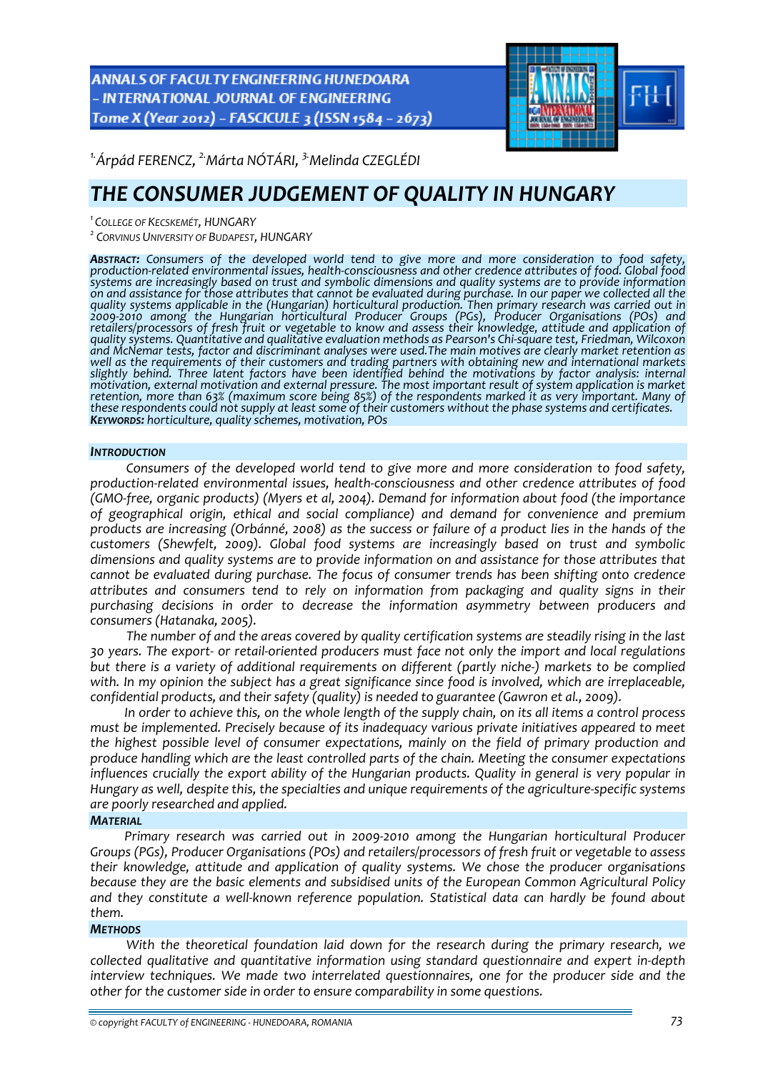[1.]Árpád FERENCZ, [2.]Márta NÓTÁRI, [3.]Melinda CZEGLÉDI

# THE CONSUMER JUDGEMENT OF QUALITY IN HUNGARY

[1] COLLEGE OF KECSKEMÉT, HUNGARY
[2] CORVINUS UNIVERSITY OF BUDAPEST, HUNGARY

***ABSTRACT:*** *Consumers of the developed world tend to give more and more consideration to food safety, production-related environmental issues, health-consciousness and other credence attributes of food. Global food systems are increasingly based on trust and symbolic dimensions and quality systems are to provide information on and assistance for those attributes that cannot be evaluated during purchase. In our paper we collected all the quality systems applicable in the (Hungarian) horticultural production. Then primary research was carried out in 2009-2010 among the Hungarian horticultural Producer Groups (PGs), Producer Organisations (POs) and retailers/processors of fresh fruit or vegetable to know and assess their knowledge, attitude and application of quality systems. Quantitative and qualitative evaluation methods as Pearson's Chi-square test, Friedman, Wilcoxon and McNemar tests, factor and discriminant analyses were used.The main motives are clearly market retention as well as the requirements of their customers and trading partners with obtaining new and international markets slightly behind. Three latent factors have been identified behind the motivations by factor analysis: internal motivation, external motivation and external pressure. The most important result of system application is market retention, more than 63% (maximum score being 85%) of the respondents marked it as very important. Many of these respondents could not supply at least some of their customers without the phase systems and certificates.*
***KEYWORDS:*** *horticulture, quality schemes, motivation, POs*

## INTRODUCTION

*Consumers of the developed world tend to give more and more consideration to food safety, production-related environmental issues, health-consciousness and other credence attributes of food (GMO-free, organic products) (Myers et al, 2004). Demand for information about food (the importance of geographical origin, ethical and social compliance) and demand for convenience and premium products are increasing (Orbánné, 2008) as the success or failure of a product lies in the hands of the customers (Shewfelt, 2009). Global food systems are increasingly based on trust and symbolic dimensions and quality systems are to provide information on and assistance for those attributes that cannot be evaluated during purchase. The focus of consumer trends has been shifting onto credence attributes and consumers tend to rely on information from packaging and quality signs in their purchasing decisions in order to decrease the information asymmetry between producers and consumers (Hatanaka, 2005).*

*The number of and the areas covered by quality certification systems are steadily rising in the last 30 years. The export- or retail-oriented producers must face not only the import and local regulations but there is a variety of additional requirements on different (partly niche-) markets to be complied with. In my opinion the subject has a great significance since food is involved, which are irreplaceable, confidential products, and their safety (quality) is needed to guarantee (Gawron et al., 2009).*

*In order to achieve this, on the whole length of the supply chain, on its all items a control process must be implemented. Precisely because of its inadequacy various private initiatives appeared to meet the highest possible level of consumer expectations, mainly on the field of primary production and produce handling which are the least controlled parts of the chain. Meeting the consumer expectations influences crucially the export ability of the Hungarian products. Quality in general is very popular in Hungary as well, despite this, the specialties and unique requirements of the agriculture-specific systems are poorly researched and applied.*

## MATERIAL

*Primary research was carried out in 2009-2010 among the Hungarian horticultural Producer Groups (PGs), Producer Organisations (POs) and retailers/processors of fresh fruit or vegetable to assess their knowledge, attitude and application of quality systems. We chose the producer organisations because they are the basic elements and subsidised units of the European Common Agricultural Policy and they constitute a well-known reference population. Statistical data can hardly be found about them.*

## METHODS

*With the theoretical foundation laid down for the research during the primary research, we collected qualitative and quantitative information using standard questionnaire and expert in-depth interview techniques. We made two interrelated questionnaires, one for the producer side and the other for the customer side in order to ensure comparability in some questions.*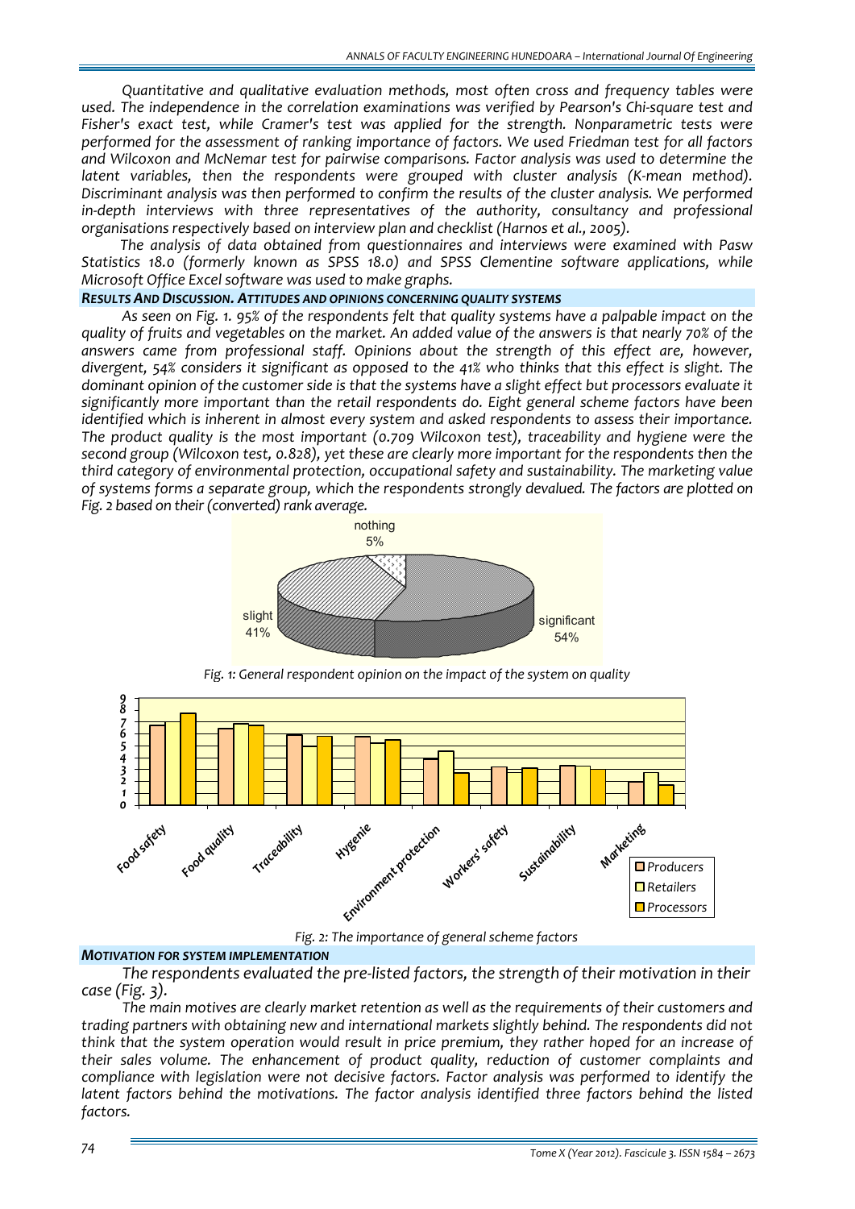*Quantitative and qualitative evaluation methods, most often cross and frequency tables were used. The independence in the correlation examinations was verified by Pearson's Chi-square test and Fisher's exact test, while Cramer's test was applied for the strength. Nonparametric tests were performed for the assessment of ranking importance of factors. We used Friedman test for all factors and Wilcoxon and McNemar test for pairwise comparisons. Factor analysis was used to determine the latent variables, then the respondents were grouped with cluster analysis (K-mean method). Discriminant analysis was then performed to confirm the results of the cluster analysis. We performed in-depth interviews with three representatives of the authority, consultancy and professional organisations respectively based on interview plan and checklist (Harnos et al., 2005).*

*The analysis of data obtained from questionnaires and interviews were examined with Pasw Statistics 18.0 (formerly known as SPSS 18.0) and SPSS Clementine software applications, while Microsoft Office Excel software was used to make graphs.*

## RESULTS AND DISCUSSION. ATTITUDES AND OPINIONS CONCERNING QUALITY SYSTEMS

*As seen on Fig. 1. 95% of the respondents felt that quality systems have a palpable impact on the quality of fruits and vegetables on the market. An added value of the answers is that nearly 70% of the answers came from professional staff. Opinions about the strength of this effect are, however, divergent, 54% considers it significant as opposed to the 41% who thinks that this effect is slight. The dominant opinion of the customer side is that the systems have a slight effect but processors evaluate it significantly more important than the retail respondents do. Eight general scheme factors have been identified which is inherent in almost every system and asked respondents to assess their importance. The product quality is the most important (0.709 Wilcoxon test), traceability and hygiene were the second group (Wilcoxon test, 0.828), yet these are clearly more important for the respondents then the third category of environmental protection, occupational safety and sustainability. The marketing value of systems forms a separate group, which the respondents strongly devalued. The factors are plotted on Fig. 2 based on their (converted) rank average.*

*Fig. 1: General respondent opinion on the impact of the system on quality*

*Fig. 2: The importance of general scheme factors*

## MOTIVATION FOR SYSTEM IMPLEMENTATION

*The respondents evaluated the pre-listed factors, the strength of their motivation in their case (Fig. 3).*

*The main motives are clearly market retention as well as the requirements of their customers and trading partners with obtaining new and international markets slightly behind. The respondents did not think that the system operation would result in price premium, they rather hoped for an increase of their sales volume. The enhancement of product quality, reduction of customer complaints and compliance with legislation were not decisive factors. Factor analysis was performed to identify the latent factors behind the motivations. The factor analysis identified three factors behind the listed factors.*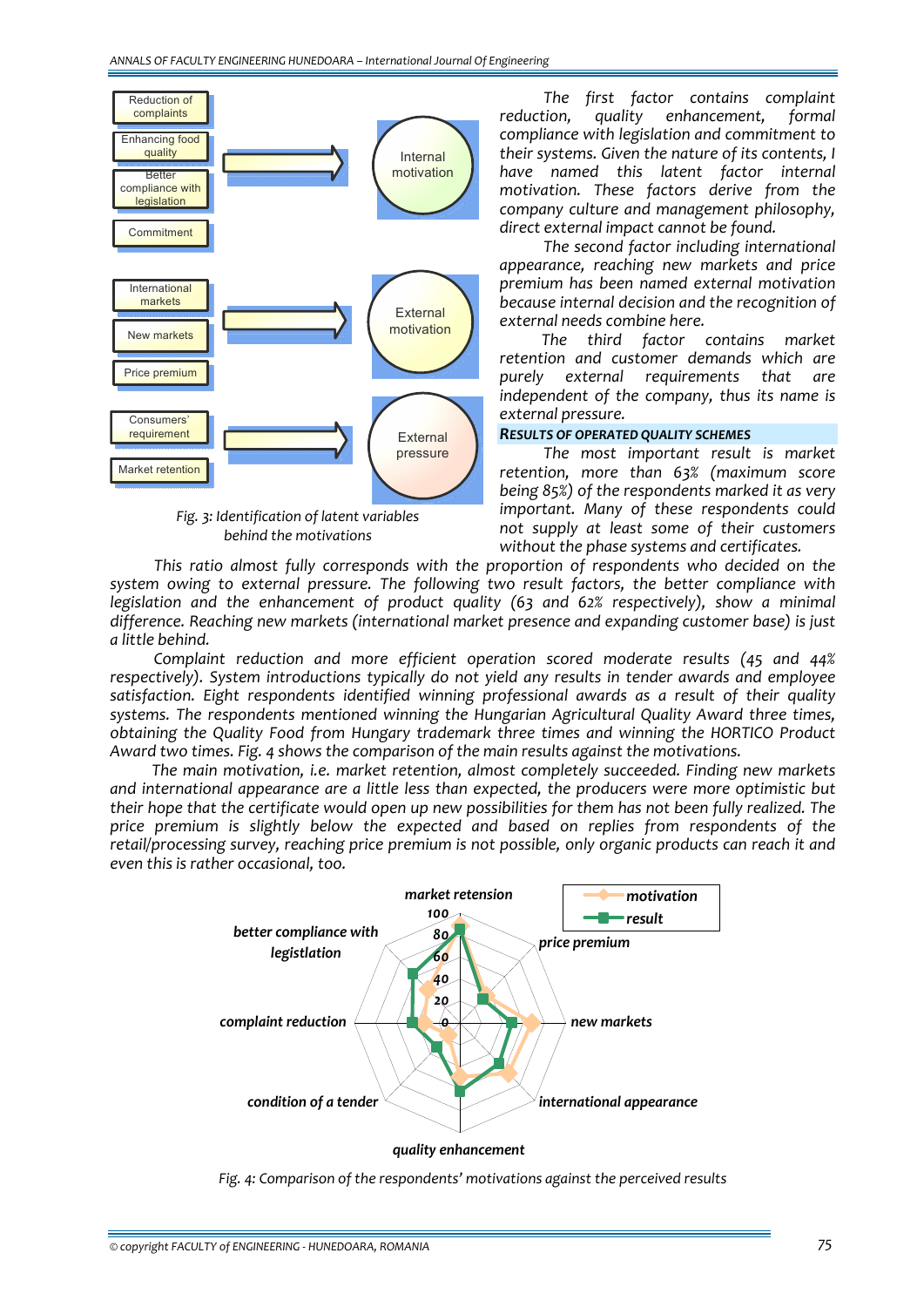The first factor contains complaint reduction, quality enhancement, formal compliance with legislation and commitment to their systems. Given the nature of its contents, I have named this latent factor internal motivation. These factors derive from the company culture and management philosophy, direct external impact cannot be found.

The second factor including international appearance, reaching new markets and price premium has been named external motivation because internal decision and the recognition of external needs combine here.

The third factor contains market retention and customer demands which are purely external requirements that are independent of the company, thus its name is external pressure.

Fig. 3: Identification of latent variables behind the motivations

## RESULTS OF OPERATED QUALITY SCHEMES

The most important result is market retention, more than 63% (maximum score being 85%) of the respondents marked it as very important. Many of these respondents could not supply at least some of their customers without the phase systems and certificates.

This ratio almost fully corresponds with the proportion of respondents who decided on the system owing to external pressure. The following two result factors, the better compliance with legislation and the enhancement of product quality (63 and 62% respectively), show a minimal difference. Reaching new markets (international market presence and expanding customer base) is just a little behind.

Complaint reduction and more efficient operation scored moderate results (45 and 44% respectively). System introductions typically do not yield any results in tender awards and employee satisfaction. Eight respondents identified winning professional awards as a result of their quality systems. The respondents mentioned winning the Hungarian Agricultural Quality Award three times, obtaining the Quality Food from Hungary trademark three times and winning the HORTICO Product Award two times. Fig. 4 shows the comparison of the main results against the motivations.

The main motivation, i.e. market retention, almost completely succeeded. Finding new markets and international appearance are a little less than expected, the producers were more optimistic but their hope that the certificate would open up new possibilities for them has not been fully realized. The price premium is slightly below the expected and based on replies from respondents of the retail/processing survey, reaching price premium is not possible, only organic products can reach it and even this is rather occasional, too.

Fig. 4: Comparison of the respondents' motivations against the perceived results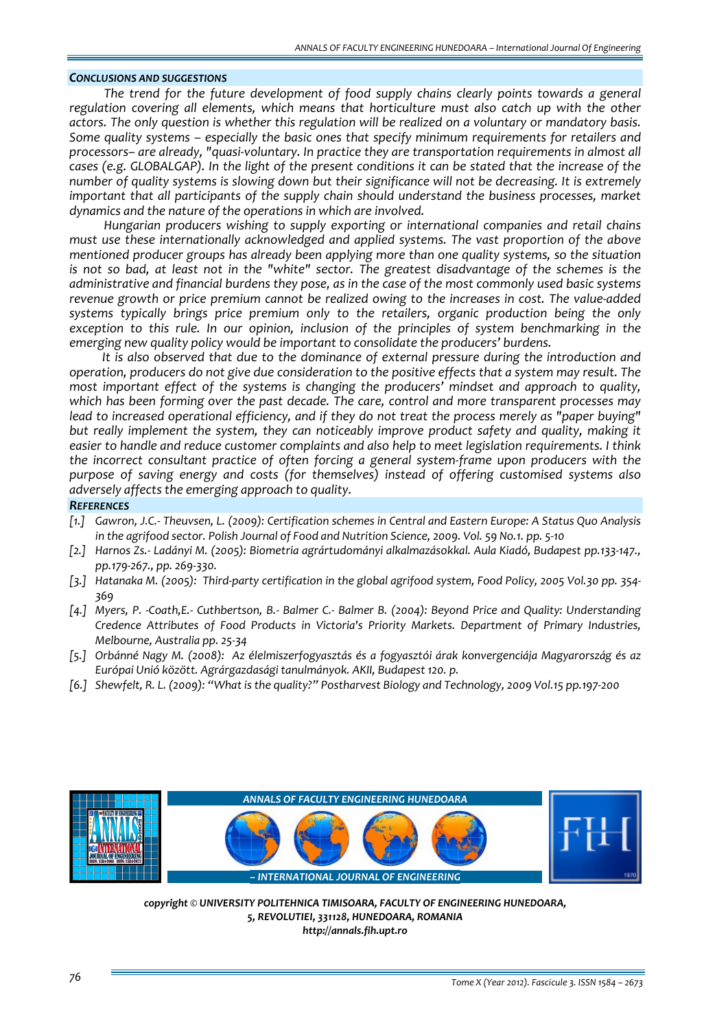### CONCLUSIONS AND SUGGESTIONS

*The trend for the future development of food supply chains clearly points towards a general regulation covering all elements, which means that horticulture must also catch up with the other actors. The only question is whether this regulation will be realized on a voluntary or mandatory basis. Some quality systems – especially the basic ones that specify minimum requirements for retailers and processors– are already, "quasi-voluntary. In practice they are transportation requirements in almost all cases (e.g. GLOBALGAP). In the light of the present conditions it can be stated that the increase of the number of quality systems is slowing down but their significance will not be decreasing. It is extremely important that all participants of the supply chain should understand the business processes, market dynamics and the nature of the operations in which are involved.*

*Hungarian producers wishing to supply exporting or international companies and retail chains must use these internationally acknowledged and applied systems. The vast proportion of the above mentioned producer groups has already been applying more than one quality systems, so the situation is not so bad, at least not in the "white" sector. The greatest disadvantage of the schemes is the administrative and financial burdens they pose, as in the case of the most commonly used basic systems revenue growth or price premium cannot be realized owing to the increases in cost. The value-added systems typically brings price premium only to the retailers, organic production being the only exception to this rule. In our opinion, inclusion of the principles of system benchmarking in the emerging new quality policy would be important to consolidate the producers' burdens.*

*It is also observed that due to the dominance of external pressure during the introduction and operation, producers do not give due consideration to the positive effects that a system may result. The most important effect of the systems is changing the producers' mindset and approach to quality, which has been forming over the past decade. The care, control and more transparent processes may lead to increased operational efficiency, and if they do not treat the process merely as "paper buying" but really implement the system, they can noticeably improve product safety and quality, making it easier to handle and reduce customer complaints and also help to meet legislation requirements. I think the incorrect consultant practice of often forcing a general system-frame upon producers with the purpose of saving energy and costs (for themselves) instead of offering customised systems also adversely affects the emerging approach to quality.*

### REFERENCES

[1.] *Gawron, J.C.- Theuvsen, L. (2009): Certification schemes in Central and Eastern Europe: A Status Quo Analysis in the agrifood sector. Polish Journal of Food and Nutrition Science, 2009. Vol. 59 No.1. pp. 5-10*

[2.] *Harnos Zs.- Ladányi M. (2005): Biometria agrártudományi alkalmazásokkal. Aula Kiadó, Budapest pp.133-147., pp.179-267., pp. 269-330.*

[3.] *Hatanaka M. (2005): Third-party certification in the global agrifood system, Food Policy, 2005 Vol.30 pp. 354-369*

[4.] *Myers, P. -Coath,E.- Cuthbertson, B.- Balmer C.- Balmer B. (2004): Beyond Price and Quality: Understanding Credence Attributes of Food Products in Victoria's Priority Markets. Department of Primary Industries, Melbourne, Australia pp. 25-34*

[5.] *Orbánné Nagy M. (2008): Az élelmiszerfogyasztás és a fogyasztói árak konvergenciája Magyarország és az Európai Unió között. Agrárgazdasági tanulmányok. AKII, Budapest 120. p.*

[6.] *Shewfelt, R. L. (2009): "What is the quality?" Postharvest Biology and Technology, 2009 Vol.15 pp.197-200*

ANNALS OF FACULTY ENGINEERING HUNEDOARA

– INTERNATIONAL JOURNAL OF ENGINEERING

***copyright** © **UNIVERSITY POLITEHNICA TIMISOARA, FACULTY OF ENGINEERING HUNEDOARA, 5, REVOLUTIEI, 331128, HUNEDOARA, ROMANIA***

***http://annals.fih.upt.ro***